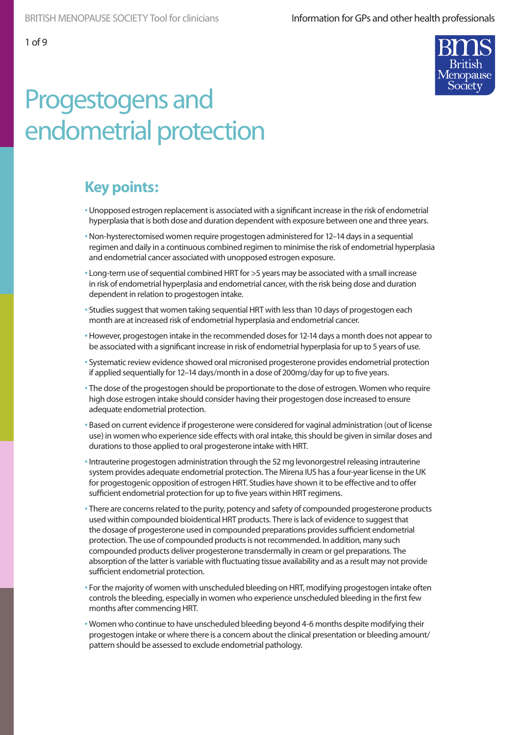# Progestogens and endometrial protection

## Key points:

- Unopposed estrogen replacement is associated with a significant increase in the risk of endometrial hyperplasia that is both dose and duration dependent with exposure between one and three years.
- Non-hysterectomised women require progestogen administered for 12–14 days in a sequential regimen and daily in a continuous combined regimen to minimise the risk of endometrial hyperplasia and endometrial cancer associated with unopposed estrogen exposure.
- Long-term use of sequential combined HRT for >5 years may be associated with a small increase in risk of endometrial hyperplasia and endometrial cancer, with the risk being dose and duration dependent in relation to progestogen intake.
- Studies suggest that women taking sequential HRT with less than 10 days of progestogen each month are at increased risk of endometrial hyperplasia and endometrial cancer.
- However, progestogen intake in the recommended doses for 12-14 days a month does not appear to be associated with a significant increase in risk of endometrial hyperplasia for up to 5 years of use.
- Systematic review evidence showed oral micronised progesterone provides endometrial protection if applied sequentially for 12–14 days/month in a dose of 200mg/day for up to five years.
- The dose of the progestogen should be proportionate to the dose of estrogen. Women who require high dose estrogen intake should consider having their progestogen dose increased to ensure adequate endometrial protection.
- Based on current evidence if progesterone were considered for vaginal administration (out of license use) in women who experience side effects with oral intake, this should be given in similar doses and durations to those applied to oral progesterone intake with HRT.
- Intrauterine progestogen administration through the 52 mg levonorgestrel releasing intrauterine system provides adequate endometrial protection. The Mirena IUS has a four-year license in the UK for progestogenic opposition of estrogen HRT. Studies have shown it to be effective and to offer sufficient endometrial protection for up to five years within HRT regimens.
- There are concerns related to the purity, potency and safety of compounded progesterone products used within compounded bioidentical HRT products. There is lack of evidence to suggest that the dosage of progesterone used in compounded preparations provides sufficient endometrial protection. The use of compounded products is not recommended. In addition, many such compounded products deliver progesterone transdermally in cream or gel preparations. The absorption of the latter is variable with fluctuating tissue availability and as a result may not provide sufficient endometrial protection.
- For the majority of women with unscheduled bleeding on HRT, modifying progestogen intake often controls the bleeding, especially in women who experience unscheduled bleeding in the first few months after commencing HRT.
- Women who continue to have unscheduled bleeding beyond 4-6 months despite modifying their progestogen intake or where there is a concern about the clinical presentation or bleeding amount/ pattern should be assessed to exclude endometrial pathology.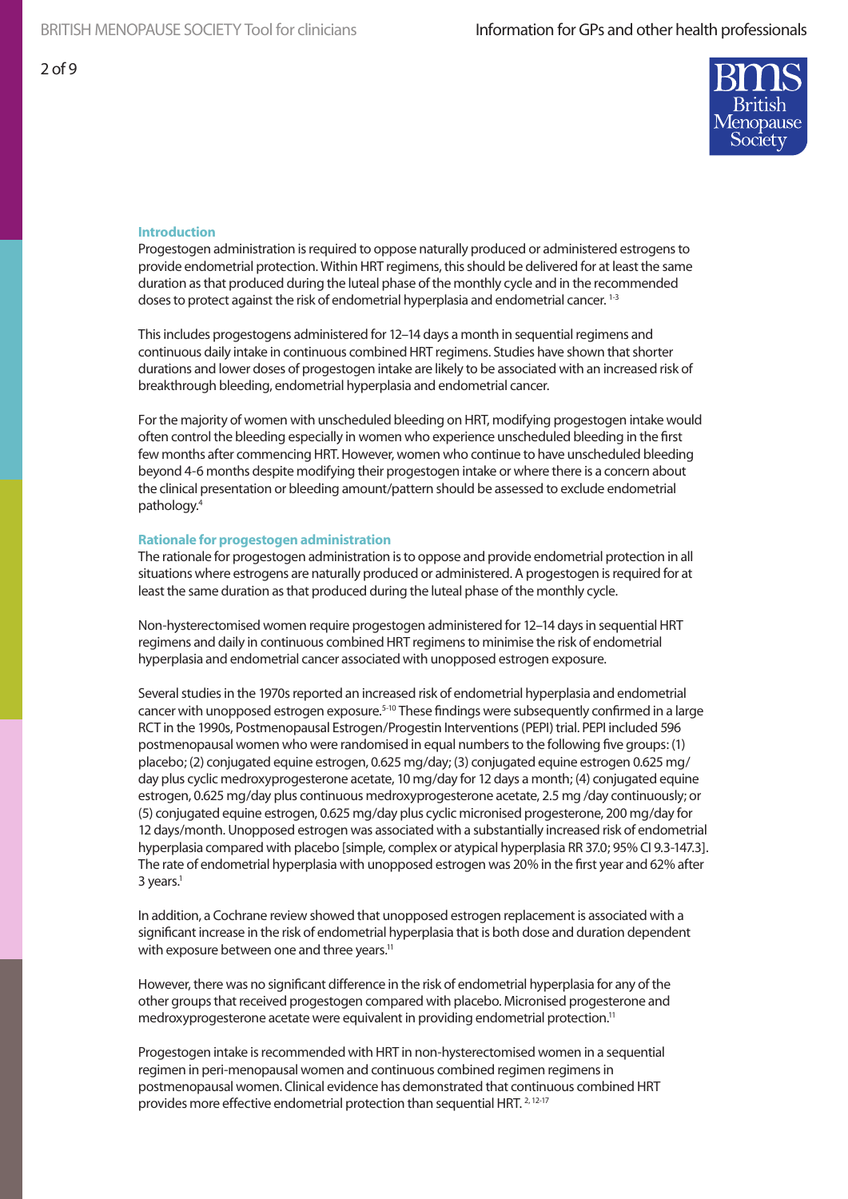## Introduction

Progestogen administration is required to oppose naturally produced or administered estrogens to provide endometrial protection. Within HRT regimens, this should be delivered for at least the same duration as that produced during the luteal phase of the monthly cycle and in the recommended doses to protect against the risk of endometrial hyperplasia and endometrial cancer. [1-3]

This includes progestogens administered for 12–14 days a month in sequential regimens and continuous daily intake in continuous combined HRT regimens. Studies have shown that shorter durations and lower doses of progestogen intake are likely to be associated with an increased risk of breakthrough bleeding, endometrial hyperplasia and endometrial cancer.

For the majority of women with unscheduled bleeding on HRT, modifying progestogen intake would often control the bleeding especially in women who experience unscheduled bleeding in the first few months after commencing HRT. However, women who continue to have unscheduled bleeding beyond 4-6 months despite modifying their progestogen intake or where there is a concern about the clinical presentation or bleeding amount/pattern should be assessed to exclude endometrial pathology.[4]

## Rationale for progestogen administration

The rationale for progestogen administration is to oppose and provide endometrial protection in all situations where estrogens are naturally produced or administered. A progestogen is required for at least the same duration as that produced during the luteal phase of the monthly cycle.

Non-hysterectomised women require progestogen administered for 12–14 days in sequential HRT regimens and daily in continuous combined HRT regimens to minimise the risk of endometrial hyperplasia and endometrial cancer associated with unopposed estrogen exposure.

Several studies in the 1970s reported an increased risk of endometrial hyperplasia and endometrial cancer with unopposed estrogen exposure.[5-10] These findings were subsequently confirmed in a large RCT in the 1990s, Postmenopausal Estrogen/Progestin Interventions (PEPI) trial. PEPI included 596 postmenopausal women who were randomised in equal numbers to the following five groups: (1) placebo; (2) conjugated equine estrogen, 0.625 mg/day; (3) conjugated equine estrogen 0.625 mg/day plus cyclic medroxyprogesterone acetate, 10 mg/day for 12 days a month; (4) conjugated equine estrogen, 0.625 mg/day plus continuous medroxyprogesterone acetate, 2.5 mg /day continuously; or (5) conjugated equine estrogen, 0.625 mg/day plus cyclic micronised progesterone, 200 mg/day for 12 days/month. Unopposed estrogen was associated with a substantially increased risk of endometrial hyperplasia compared with placebo [simple, complex or atypical hyperplasia RR 37.0; 95% CI 9.3-147.3]. The rate of endometrial hyperplasia with unopposed estrogen was 20% in the first year and 62% after 3 years.[1]

In addition, a Cochrane review showed that unopposed estrogen replacement is associated with a significant increase in the risk of endometrial hyperplasia that is both dose and duration dependent with exposure between one and three years.[11]

However, there was no significant difference in the risk of endometrial hyperplasia for any of the other groups that received progestogen compared with placebo. Micronised progesterone and medroxyprogesterone acetate were equivalent in providing endometrial protection.[11]

Progestogen intake is recommended with HRT in non-hysterectomised women in a sequential regimen in peri-menopausal women and continuous combined regimen regimens in postmenopausal women. Clinical evidence has demonstrated that continuous combined HRT provides more effective endometrial protection than sequential HRT. [2, 12-17]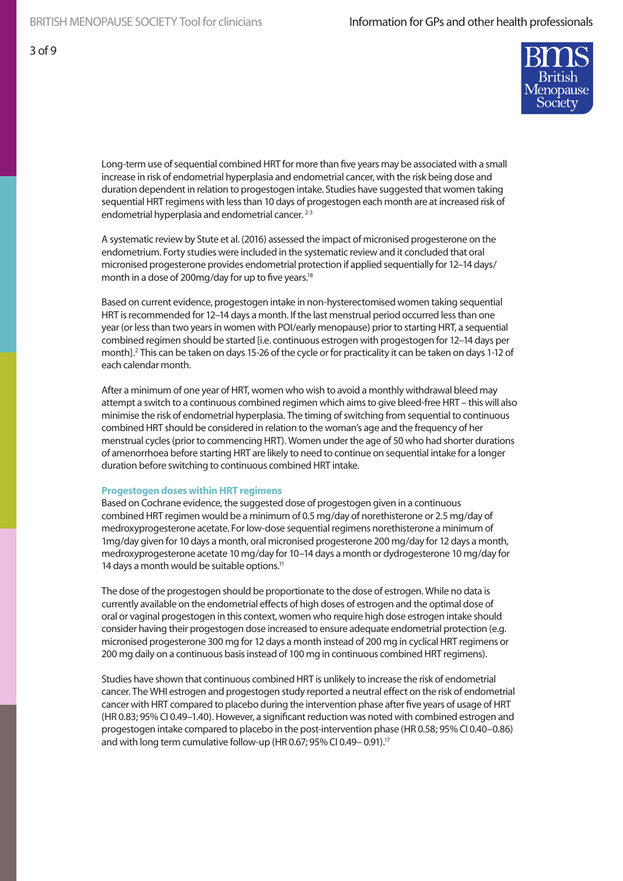Long-term use of sequential combined HRT for more than five years may be associated with a small increase in risk of endometrial hyperplasia and endometrial cancer, with the risk being dose and duration dependent in relation to progestogen intake. Studies have suggested that women taking sequential HRT regimens with less than 10 days of progestogen each month are at increased risk of endometrial hyperplasia and endometrial cancer.[2-3]

A systematic review by Stute et al. (2016) assessed the impact of micronised progesterone on the endometrium. Forty studies were included in the systematic review and it concluded that oral micronised progesterone provides endometrial protection if applied sequentially for 12–14 days/month in a dose of 200mg/day for up to five years.[18]

Based on current evidence, progestogen intake in non-hysterectomised women taking sequential HRT is recommended for 12–14 days a month. If the last menstrual period occurred less than one year (or less than two years in women with POI/early menopause) prior to starting HRT, a sequential combined regimen should be started [i.e. continuous estrogen with progestogen for 12–14 days per month].[2] This can be taken on days 15-26 of the cycle or for practicality it can be taken on days 1-12 of each calendar month.

After a minimum of one year of HRT, women who wish to avoid a monthly withdrawal bleed may attempt a switch to a continuous combined regimen which aims to give bleed-free HRT – this will also minimise the risk of endometrial hyperplasia. The timing of switching from sequential to continuous combined HRT should be considered in relation to the woman's age and the frequency of her menstrual cycles (prior to commencing HRT). Women under the age of 50 who had shorter durations of amenorrhoea before starting HRT are likely to need to continue on sequential intake for a longer duration before switching to continuous combined HRT intake.

### Progestogen doses within HRT regimens

Based on Cochrane evidence, the suggested dose of progestogen given in a continuous combined HRT regimen would be a minimum of 0.5 mg/day of norethisterone or 2.5 mg/day of medroxyprogesterone acetate. For low-dose sequential regimens norethisterone a minimum of 1mg/day given for 10 days a month, oral micronised progesterone 200 mg/day for 12 days a month, medroxyprogesterone acetate 10 mg/day for 10–14 days a month or dydrogesterone 10 mg/day for 14 days a month would be suitable options.[11]

The dose of the progestogen should be proportionate to the dose of estrogen. While no data is currently available on the endometrial effects of high doses of estrogen and the optimal dose of oral or vaginal progestogen in this context, women who require high dose estrogen intake should consider having their progestogen dose increased to ensure adequate endometrial protection (e.g. micronised progesterone 300 mg for 12 days a month instead of 200 mg in cyclical HRT regimens or 200 mg daily on a continuous basis instead of 100 mg in continuous combined HRT regimens).

Studies have shown that continuous combined HRT is unlikely to increase the risk of endometrial cancer. The WHI estrogen and progestogen study reported a neutral effect on the risk of endometrial cancer with HRT compared to placebo during the intervention phase after five years of usage of HRT (HR 0.83; 95% CI 0.49–1.40). However, a significant reduction was noted with combined estrogen and progestogen intake compared to placebo in the post-intervention phase (HR 0.58; 95% CI 0.40–0.86) and with long term cumulative follow-up (HR 0.67; 95% CI 0.49– 0.91).[17]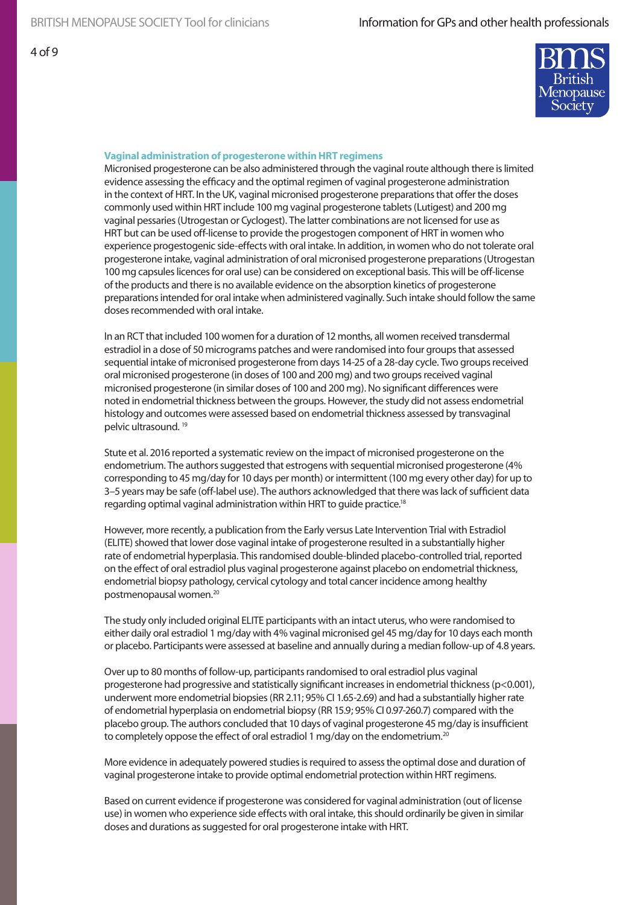### Vaginal administration of progesterone within HRT regimens

Micronised progesterone can be also administered through the vaginal route although there is limited evidence assessing the efficacy and the optimal regimen of vaginal progesterone administration in the context of HRT. In the UK, vaginal micronised progesterone preparations that offer the doses commonly used within HRT include 100 mg vaginal progesterone tablets (Lutigest) and 200 mg vaginal pessaries (Utrogestan or Cyclogest). The latter combinations are not licensed for use as HRT but can be used off-license to provide the progestogen component of HRT in women who experience progestogenic side-effects with oral intake. In addition, in women who do not tolerate oral progesterone intake, vaginal administration of oral micronised progesterone preparations (Utrogestan 100 mg capsules licences for oral use) can be considered on exceptional basis. This will be off-license of the products and there is no available evidence on the absorption kinetics of progesterone preparations intended for oral intake when administered vaginally. Such intake should follow the same doses recommended with oral intake.

In an RCT that included 100 women for a duration of 12 months, all women received transdermal estradiol in a dose of 50 micrograms patches and were randomised into four groups that assessed sequential intake of micronised progesterone from days 14-25 of a 28-day cycle. Two groups received oral micronised progesterone (in doses of 100 and 200 mg) and two groups received vaginal micronised progesterone (in similar doses of 100 and 200 mg). No significant differences were noted in endometrial thickness between the groups. However, the study did not assess endometrial histology and outcomes were assessed based on endometrial thickness assessed by transvaginal pelvic ultrasound. [19]

Stute et al. 2016 reported a systematic review on the impact of micronised progesterone on the endometrium. The authors suggested that estrogens with sequential micronised progesterone (4% corresponding to 45 mg/day for 10 days per month) or intermittent (100 mg every other day) for up to 3–5 years may be safe (off-label use). The authors acknowledged that there was lack of sufficient data regarding optimal vaginal administration within HRT to guide practice.[18]

However, more recently, a publication from the Early versus Late Intervention Trial with Estradiol (ELITE) showed that lower dose vaginal intake of progesterone resulted in a substantially higher rate of endometrial hyperplasia. This randomised double-blinded placebo-controlled trial, reported on the effect of oral estradiol plus vaginal progesterone against placebo on endometrial thickness, endometrial biopsy pathology, cervical cytology and total cancer incidence among healthy postmenopausal women.[20]

The study only included original ELITE participants with an intact uterus, who were randomised to either daily oral estradiol 1 mg/day with 4% vaginal micronised gel 45 mg/day for 10 days each month or placebo. Participants were assessed at baseline and annually during a median follow-up of 4.8 years.

Over up to 80 months of follow-up, participants randomised to oral estradiol plus vaginal progesterone had progressive and statistically significant increases in endometrial thickness ($p<0.001$), underwent more endometrial biopsies (RR 2.11; 95% CI 1.65-2.69) and had a substantially higher rate of endometrial hyperplasia on endometrial biopsy (RR 15.9; 95% CI 0.97-260.7) compared with the placebo group. The authors concluded that 10 days of vaginal progesterone 45 mg/day is insufficient to completely oppose the effect of oral estradiol 1 mg/day on the endometrium.[20]

More evidence in adequately powered studies is required to assess the optimal dose and duration of vaginal progesterone intake to provide optimal endometrial protection within HRT regimens.

Based on current evidence if progesterone was considered for vaginal administration (out of license use) in women who experience side effects with oral intake, this should ordinarily be given in similar doses and durations as suggested for oral progesterone intake with HRT.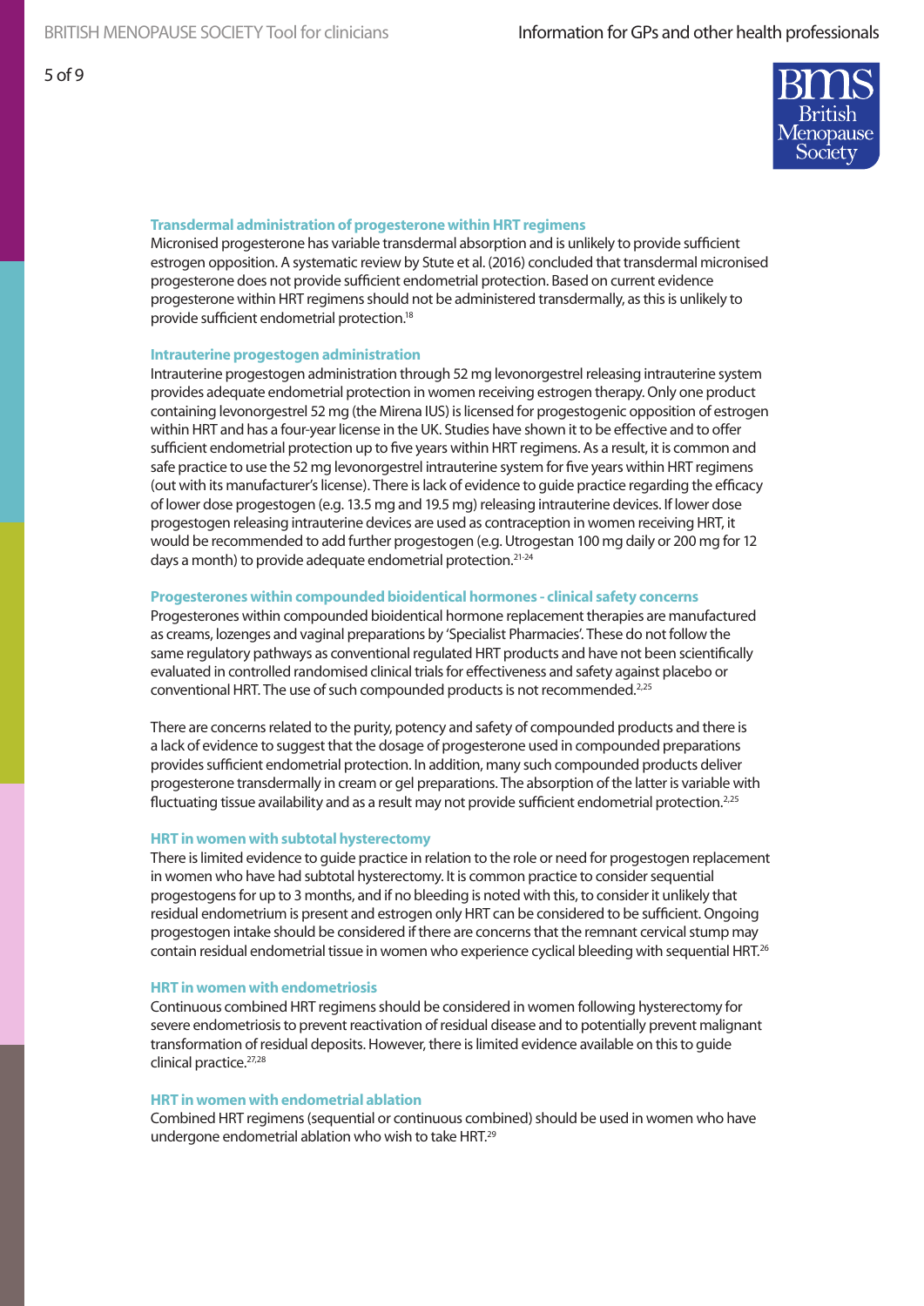### Transdermal administration of progesterone within HRT regimens

Micronised progesterone has variable transdermal absorption and is unlikely to provide sufficient estrogen opposition. A systematic review by Stute et al. (2016) concluded that transdermal micronised progesterone does not provide sufficient endometrial protection. Based on current evidence progesterone within HRT regimens should not be administered transdermally, as this is unlikely to provide sufficient endometrial protection.[18]

### Intrauterine progestogen administration

Intrauterine progestogen administration through 52 mg levonorgestrel releasing intrauterine system provides adequate endometrial protection in women receiving estrogen therapy. Only one product containing levonorgestrel 52 mg (the Mirena IUS) is licensed for progestogenic opposition of estrogen within HRT and has a four-year license in the UK. Studies have shown it to be effective and to offer sufficient endometrial protection up to five years within HRT regimens. As a result, it is common and safe practice to use the 52 mg levonorgestrel intrauterine system for five years within HRT regimens (out with its manufacturer's license). There is lack of evidence to guide practice regarding the efficacy of lower dose progestogen (e.g. 13.5 mg and 19.5 mg) releasing intrauterine devices. If lower dose progestogen releasing intrauterine devices are used as contraception in women receiving HRT, it would be recommended to add further progestogen (e.g. Utrogestan 100 mg daily or 200 mg for 12 days a month) to provide adequate endometrial protection.[21-24]

### Progesterones within compounded bioidentical hormones - clinical safety concerns

Progesterones within compounded bioidentical hormone replacement therapies are manufactured as creams, lozenges and vaginal preparations by 'Specialist Pharmacies'. These do not follow the same regulatory pathways as conventional regulated HRT products and have not been scientifically evaluated in controlled randomised clinical trials for effectiveness and safety against placebo or conventional HRT. The use of such compounded products is not recommended.[2,25]

There are concerns related to the purity, potency and safety of compounded products and there is a lack of evidence to suggest that the dosage of progesterone used in compounded preparations provides sufficient endometrial protection. In addition, many such compounded products deliver progesterone transdermally in cream or gel preparations. The absorption of the latter is variable with fluctuating tissue availability and as a result may not provide sufficient endometrial protection.[2,25]

### HRT in women with subtotal hysterectomy

There is limited evidence to guide practice in relation to the role or need for progestogen replacement in women who have had subtotal hysterectomy. It is common practice to consider sequential progestogens for up to 3 months, and if no bleeding is noted with this, to consider it unlikely that residual endometrium is present and estrogen only HRT can be considered to be sufficient. Ongoing progestogen intake should be considered if there are concerns that the remnant cervical stump may contain residual endometrial tissue in women who experience cyclical bleeding with sequential HRT.[26]

### HRT in women with endometriosis

Continuous combined HRT regimens should be considered in women following hysterectomy for severe endometriosis to prevent reactivation of residual disease and to potentially prevent malignant transformation of residual deposits. However, there is limited evidence available on this to guide clinical practice.[27,28]

### HRT in women with endometrial ablation

Combined HRT regimens (sequential or continuous combined) should be used in women who have undergone endometrial ablation who wish to take HRT.[29]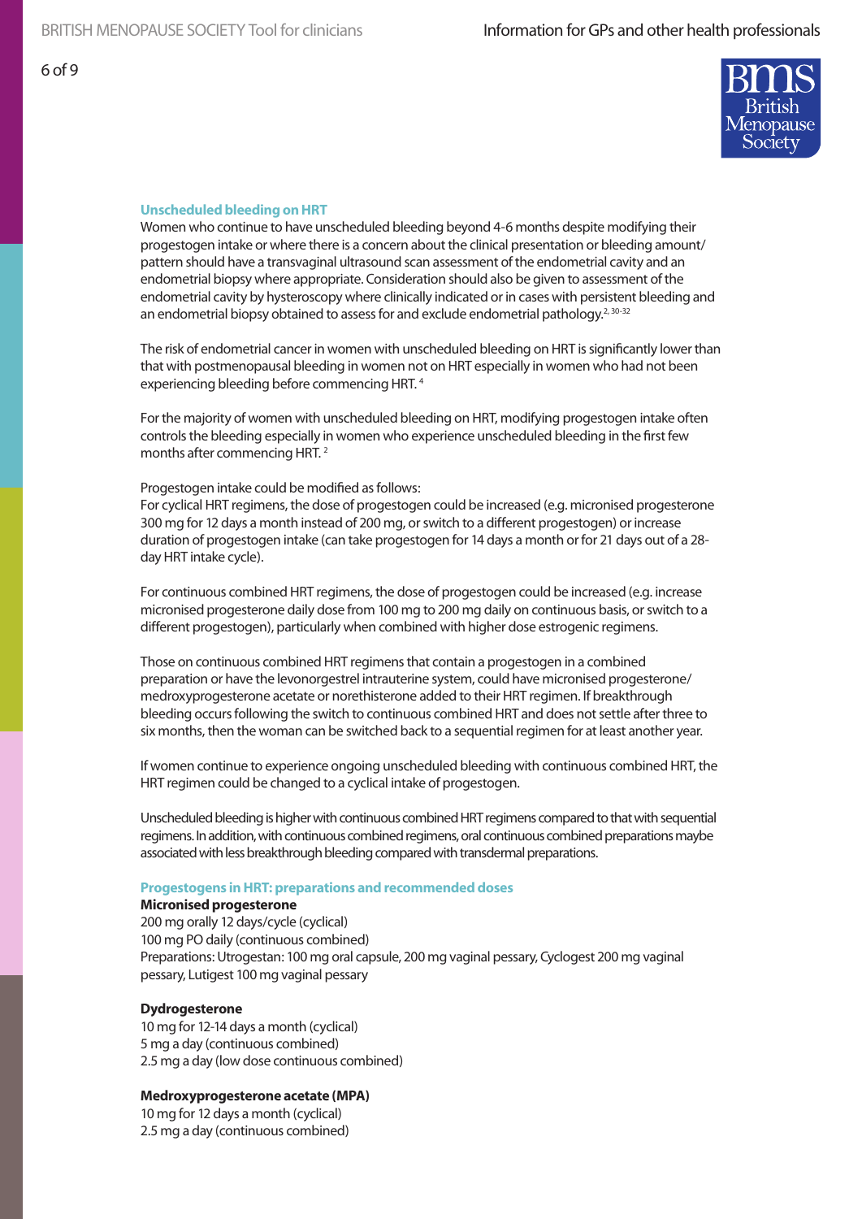## Unscheduled bleeding on HRT

Women who continue to have unscheduled bleeding beyond 4-6 months despite modifying their progestogen intake or where there is a concern about the clinical presentation or bleeding amount/pattern should have a transvaginal ultrasound scan assessment of the endometrial cavity and an endometrial biopsy where appropriate. Consideration should also be given to assessment of the endometrial cavity by hysteroscopy where clinically indicated or in cases with persistent bleeding and an endometrial biopsy obtained to assess for and exclude endometrial pathology.[2, 30-32]

The risk of endometrial cancer in women with unscheduled bleeding on HRT is significantly lower than that with postmenopausal bleeding in women not on HRT especially in women who had not been experiencing bleeding before commencing HRT.[4]

For the majority of women with unscheduled bleeding on HRT, modifying progestogen intake often controls the bleeding especially in women who experience unscheduled bleeding in the first few months after commencing HRT.[2]

Progestogen intake could be modified as follows:
For cyclical HRT regimens, the dose of progestogen could be increased (e.g. micronised progesterone 300 mg for 12 days a month instead of 200 mg, or switch to a different progestogen) or increase duration of progestogen intake (can take progestogen for 14 days a month or for 21 days out of a 28-day HRT intake cycle).

For continuous combined HRT regimens, the dose of progestogen could be increased (e.g. increase micronised progesterone daily dose from 100 mg to 200 mg daily on continuous basis, or switch to a different progestogen), particularly when combined with higher dose estrogenic regimens.

Those on continuous combined HRT regimens that contain a progestogen in a combined preparation or have the levonorgestrel intrauterine system, could have micronised progesterone/medroxyprogesterone acetate or norethisterone added to their HRT regimen. If breakthrough bleeding occurs following the switch to continuous combined HRT and does not settle after three to six months, then the woman can be switched back to a sequential regimen for at least another year.

If women continue to experience ongoing unscheduled bleeding with continuous combined HRT, the HRT regimen could be changed to a cyclical intake of progestogen.

Unscheduled bleeding is higher with continuous combined HRT regimens compared to that with sequential regimens. In addition, with continuous combined regimens, oral continuous combined preparations maybe associated with less breakthrough bleeding compared with transdermal preparations.

## Progestogens in HRT: preparations and recommended doses

**Micronised progesterone**
200 mg orally 12 days/cycle (cyclical)
100 mg PO daily (continuous combined)
Preparations: Utrogestan: 100 mg oral capsule, 200 mg vaginal pessary, Cyclogest 200 mg vaginal pessary, Lutigest 100 mg vaginal pessary

**Dydrogesterone**
10 mg for 12-14 days a month (cyclical)
5 mg a day (continuous combined)
2.5 mg a day (low dose continuous combined)

**Medroxyprogesterone acetate (MPA)**
10 mg for 12 days a month (cyclical)
2.5 mg a day (continuous combined)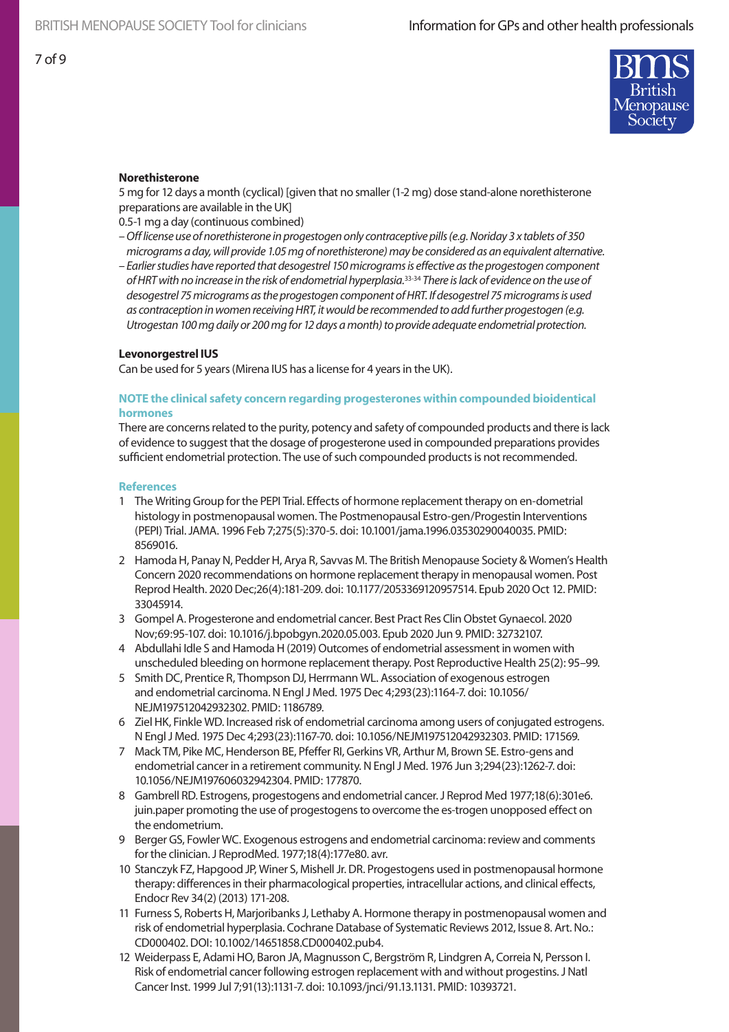**Norethisterone**

5 mg for 12 days a month (cyclical) [given that no smaller (1-2 mg) dose stand-alone norethisterone preparations are available in the UK]

0.5-1 mg a day (continuous combined)

– *Off license use of norethisterone in progestogen only contraceptive pills (e.g. Noriday 3 x tablets of 350 micrograms a day, will provide 1.05 mg of norethisterone) may be considered as an equivalent alternative.*

– *Earlier studies have reported that desogestrel 150 micrograms is effective as the progestogen component of HRT with no increase in the risk of endometrial hyperplasia.[33-34] There is lack of evidence on the use of desogestrel 75 micrograms as the progestogen component of HRT. If desogestrel 75 micrograms is used as contraception in women receiving HRT, it would be recommended to add further progestogen (e.g. Utrogestan 100 mg daily or 200 mg for 12 days a month) to provide adequate endometrial protection.*

**Levonorgestrel IUS**

Can be used for 5 years (Mirena IUS has a license for 4 years in the UK).

**NOTE the clinical safety concern regarding progesterones within compounded bioidentical hormones**

There are concerns related to the purity, potency and safety of compounded products and there is lack of evidence to suggest that the dosage of progesterone used in compounded preparations provides sufficient endometrial protection. The use of such compounded products is not recommended.

**References**

1. The Writing Group for the PEPI Trial. Effects of hormone replacement therapy on en-dometrial histology in postmenopausal women. The Postmenopausal Estro-gen/Progestin Interventions (PEPI) Trial. JAMA. 1996 Feb 7;275(5):370-5. doi: 10.1001/jama.1996.03530290040035. PMID: 8569016.
2. Hamoda H, Panay N, Pedder H, Arya R, Savvas M. The British Menopause Society & Women's Health Concern 2020 recommendations on hormone replacement therapy in menopausal women. Post Reprod Health. 2020 Dec;26(4):181-209. doi: 10.1177/2053369120957514. Epub 2020 Oct 12. PMID: 33045914.
3. Gompel A. Progesterone and endometrial cancer. Best Pract Res Clin Obstet Gynaecol. 2020 Nov;69:95-107. doi: 10.1016/j.bpobgyn.2020.05.003. Epub 2020 Jun 9. PMID: 32732107.
4. Abdullahi Idle S and Hamoda H (2019) Outcomes of endometrial assessment in women with unscheduled bleeding on hormone replacement therapy. Post Reproductive Health 25(2): 95–99.
5. Smith DC, Prentice R, Thompson DJ, Herrmann WL. Association of exogenous estrogen and endometrial carcinoma. N Engl J Med. 1975 Dec 4;293(23):1164-7. doi: 10.1056/NEJM197512042932302. PMID: 1186789.
6. Ziel HK, Finkle WD. Increased risk of endometrial carcinoma among users of conjugated estrogens. N Engl J Med. 1975 Dec 4;293(23):1167-70. doi: 10.1056/NEJM197512042932303. PMID: 171569.
7. Mack TM, Pike MC, Henderson BE, Pfeffer RI, Gerkins VR, Arthur M, Brown SE. Estro-gens and endometrial cancer in a retirement community. N Engl J Med. 1976 Jun 3;294(23):1262-7. doi: 10.1056/NEJM197606032942304. PMID: 177870.
8. Gambrell RD. Estrogens, progestogens and endometrial cancer. J Reprod Med 1977;18(6):301e6. juin.paper promoting the use of progestogens to overcome the es-trogen unopposed effect on the endometrium.
9. Berger GS, Fowler WC. Exogenous estrogens and endometrial carcinoma: review and comments for the clinician. J ReprodMed. 1977;18(4):177e80. avr.
10. Stanczyk FZ, Hapgood JP, Winer S, Mishell Jr. DR. Progestogens used in postmenopausal hormone therapy: differences in their pharmacological properties, intracellular actions, and clinical effects, Endocr Rev 34(2) (2013) 171-208.
11. Furness S, Roberts H, Marjoribanks J, Lethaby A. Hormone therapy in postmenopausal women and risk of endometrial hyperplasia. Cochrane Database of Systematic Reviews 2012, Issue 8. Art. No.: CD000402. DOI: 10.1002/14651858.CD000402.pub4.
12. Weiderpass E, Adami HO, Baron JA, Magnusson C, Bergström R, Lindgren A, Correia N, Persson I. Risk of endometrial cancer following estrogen replacement with and without progestins. J Natl Cancer Inst. 1999 Jul 7;91(13):1131-7. doi: 10.1093/jnci/91.13.1131. PMID: 10393721.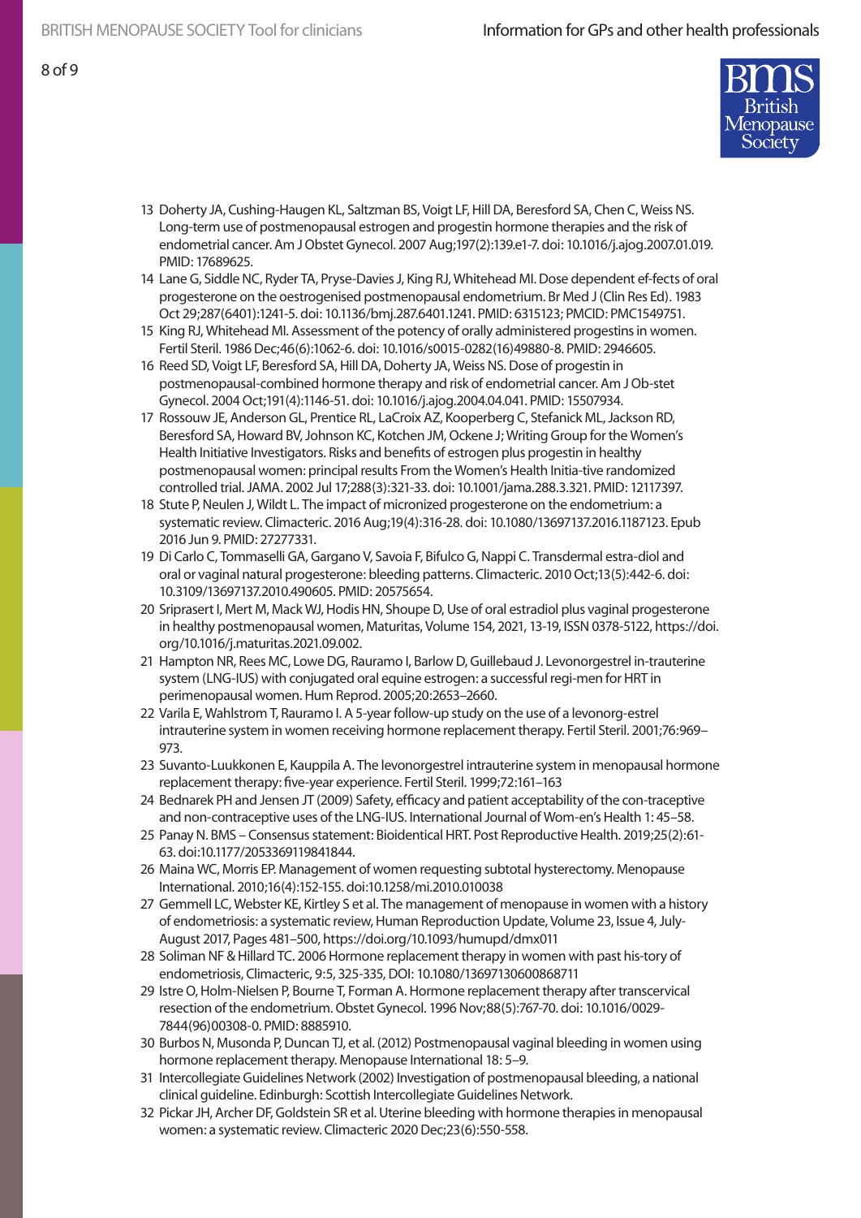13 Doherty JA, Cushing-Haugen KL, Saltzman BS, Voigt LF, Hill DA, Beresford SA, Chen C, Weiss NS. Long-term use of postmenopausal estrogen and progestin hormone therapies and the risk of endometrial cancer. Am J Obstet Gynecol. 2007 Aug;197(2):139.e1-7. doi: 10.1016/j.ajog.2007.01.019. PMID: 17689625.

14 Lane G, Siddle NC, Ryder TA, Pryse-Davies J, King RJ, Whitehead MI. Dose dependent ef-fects of oral progesterone on the oestrogenised postmenopausal endometrium. Br Med J (Clin Res Ed). 1983 Oct 29;287(6401):1241-5. doi: 10.1136/bmj.287.6401.1241. PMID: 6315123; PMCID: PMC1549751.

15 King RJ, Whitehead MI. Assessment of the potency of orally administered progestins in women. Fertil Steril. 1986 Dec;46(6):1062-6. doi: 10.1016/s0015-0282(16)49880-8. PMID: 2946605.

16 Reed SD, Voigt LF, Beresford SA, Hill DA, Doherty JA, Weiss NS. Dose of progestin in postmenopausal-combined hormone therapy and risk of endometrial cancer. Am J Ob-stet Gynecol. 2004 Oct;191(4):1146-51. doi: 10.1016/j.ajog.2004.04.041. PMID: 15507934.

17 Rossouw JE, Anderson GL, Prentice RL, LaCroix AZ, Kooperberg C, Stefanick ML, Jackson RD, Beresford SA, Howard BV, Johnson KC, Kotchen JM, Ockene J; Writing Group for the Women's Health Initiative Investigators. Risks and benefits of estrogen plus progestin in healthy postmenopausal women: principal results From the Women's Health Initia-tive randomized controlled trial. JAMA. 2002 Jul 17;288(3):321-33. doi: 10.1001/jama.288.3.321. PMID: 12117397.

18 Stute P, Neulen J, Wildt L. The impact of micronized progesterone on the endometrium: a systematic review. Climacteric. 2016 Aug;19(4):316-28. doi: 10.1080/13697137.2016.1187123. Epub 2016 Jun 9. PMID: 27277331.

19 Di Carlo C, Tommaselli GA, Gargano V, Savoia F, Bifulco G, Nappi C. Transdermal estra-diol and oral or vaginal natural progesterone: bleeding patterns. Climacteric. 2010 Oct;13(5):442-6. doi: 10.3109/13697137.2010.490605. PMID: 20575654.

20 Sriprasert I, Mert M, Mack WJ, Hodis HN, Shoupe D, Use of oral estradiol plus vaginal progesterone in healthy postmenopausal women, Maturitas, Volume 154, 2021, 13-19, ISSN 0378-5122, https://doi.org/10.1016/j.maturitas.2021.09.002.

21 Hampton NR, Rees MC, Lowe DG, Rauramo I, Barlow D, Guillebaud J. Levonorgestrel in-trauterine system (LNG-IUS) with conjugated oral equine estrogen: a successful regi-men for HRT in perimenopausal women. Hum Reprod. 2005;20:2653–2660.

22 Varila E, Wahlstrom T, Rauramo I. A 5-year follow-up study on the use of a levonorg-estrel intrauterine system in women receiving hormone replacement therapy. Fertil Steril. 2001;76:969–973.

23 Suvanto-Luukkonen E, Kauppila A. The levonorgestrel intrauterine system in menopausal hormone replacement therapy: five-year experience. Fertil Steril. 1999;72:161–163

24 Bednarek PH and Jensen JT (2009) Safety, efficacy and patient acceptability of the con-traceptive and non-contraceptive uses of the LNG-IUS. International Journal of Wom-en's Health 1: 45–58.

25 Panay N. BMS – Consensus statement: Bioidentical HRT. Post Reproductive Health. 2019;25(2):61-63. doi:10.1177/2053369119841844.

26 Maina WC, Morris EP. Management of women requesting subtotal hysterectomy. Menopause International. 2010;16(4):152-155. doi:10.1258/mi.2010.010038

27 Gemmell LC, Webster KE, Kirtley S et al. The management of menopause in women with a history of endometriosis: a systematic review, Human Reproduction Update, Volume 23, Issue 4, July-August 2017, Pages 481–500, https://doi.org/10.1093/humupd/dmx011

28 Soliman NF & Hillard TC. 2006 Hormone replacement therapy in women with past his-tory of endometriosis, Climacteric, 9:5, 325-335, DOI: 10.1080/13697130600868711

29 Istre O, Holm-Nielsen P, Bourne T, Forman A. Hormone replacement therapy after transcervical resection of the endometrium. Obstet Gynecol. 1996 Nov;88(5):767-70. doi: 10.1016/0029-7844(96)00308-0. PMID: 8885910.

30 Burbos N, Musonda P, Duncan TJ, et al. (2012) Postmenopausal vaginal bleeding in women using hormone replacement therapy. Menopause International 18: 5–9.

31 Intercollegiate Guidelines Network (2002) Investigation of postmenopausal bleeding, a national clinical guideline. Edinburgh: Scottish Intercollegiate Guidelines Network.

32 Pickar JH, Archer DF, Goldstein SR et al. Uterine bleeding with hormone therapies in menopausal women: a systematic review. Climacteric 2020 Dec;23(6):550-558.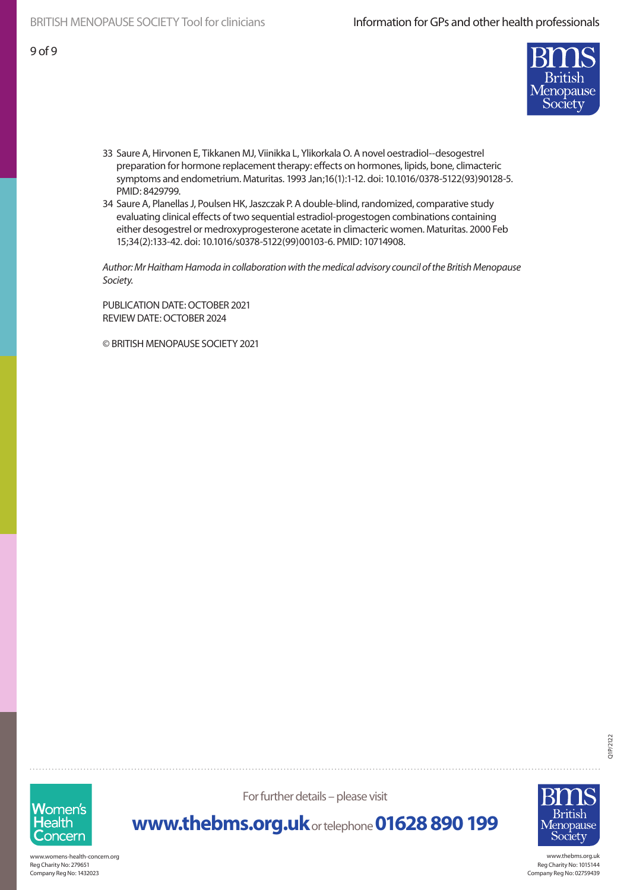33 Saure A, Hirvonen E, Tikkanen MJ, Viinikka L, Ylikorkala O. A novel oestradiol--desogestrel preparation for hormone replacement therapy: effects on hormones, lipids, bone, climacteric symptoms and endometrium. Maturitas. 1993 Jan;16(1):1-12. doi: 10.1016/0378-5122(93)90128-5. PMID: 8429799.

34 Saure A, Planellas J, Poulsen HK, Jaszczak P. A double-blind, randomized, comparative study evaluating clinical effects of two sequential estradiol-progestogen combinations containing either desogestrel or medroxyprogesterone acetate in climacteric women. Maturitas. 2000 Feb 15;34(2):133-42. doi: 10.1016/s0378-5122(99)00103-6. PMID: 10714908.

*Author: Mr Haitham Hamoda in collaboration with the medical advisory council of the British Menopause Society.*

PUBLICATION DATE: OCTOBER 2021
REVIEW DATE: OCTOBER 2024

© BRITISH MENOPAUSE SOCIETY 2021

For further details – please visit

**www.thebms.org.uk** or telephone **01628 890 199**

www.womens-health-concern.org
Reg Charity No: 279651
Company Reg No: 1432023

www.thebms.org.uk
Reg Charity No: 1015144
Company Reg No: 02759439